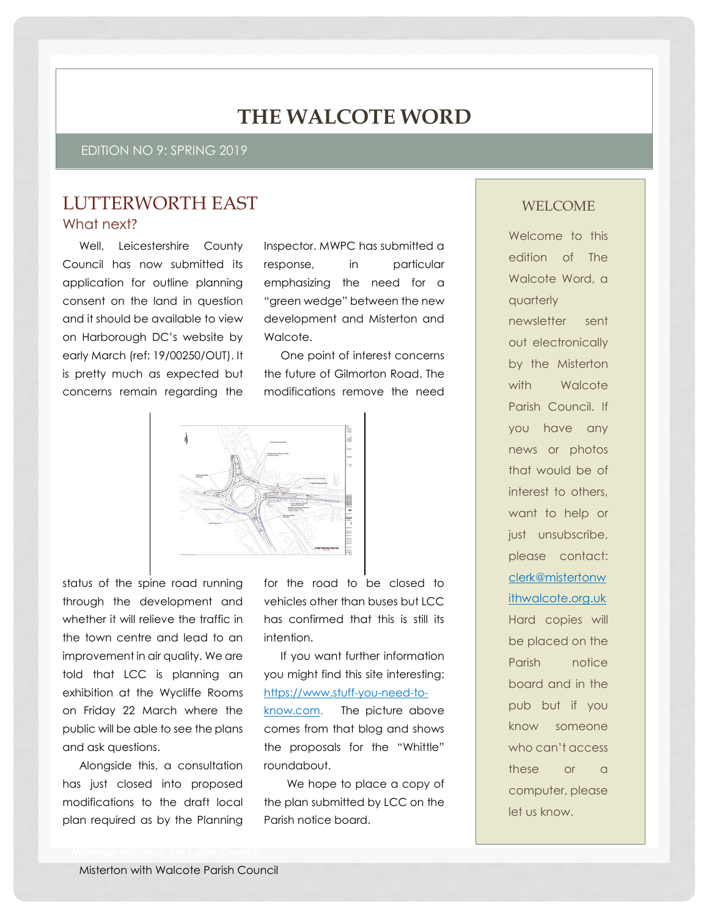# THE WALCOTE WORD

EDITION NO 9: SPRING 2019

## LUTTERWORTH EAST

### What next?

Well, Leicestershire County Council has now submitted its application for outline planning consent on the land in question and it should be available to view on Harborough DC's website by early March (ref: 19/00250/OUT). It is pretty much as expected but concerns remain regarding the status of the spine road running through the development and whether it will relieve the traffic in the town centre and lead to an improvement in air quality. We are told that LCC is planning an exhibition at the Wycliffe Rooms on Friday 22 March where the public will be able to see the plans and ask questions.

Alongside this, a consultation has just closed into proposed modifications to the draft local plan required as by the Planning Inspector. MWPC has submitted a response, in particular emphasizing the need for a "green wedge" between the new development and Misterton and Walcote.

One point of interest concerns the future of Gilmorton Road. The modifications remove the need for the road to be closed to vehicles other than buses but LCC has confirmed that this is still its intention.

If you want further information you might find this site interesting: https://www.stuff-you-need-to-know.com. The picture above comes from that blog and shows the proposals for the "Whittle" roundabout.

We hope to place a copy of the plan submitted by LCC on the Parish notice board.

## WELCOME

Welcome to this edition of The Walcote Word, a quarterly newsletter sent out electronically by the Misterton with Walcote Parish Council. If you have any news or photos that would be of interest to others, want to help or just unsubscribe, please contact: clerk@mistertonwithwalcote.org.uk Hard copies will be placed on the Parish notice board and in the pub but if you know someone who can't access these or a computer, please let us know.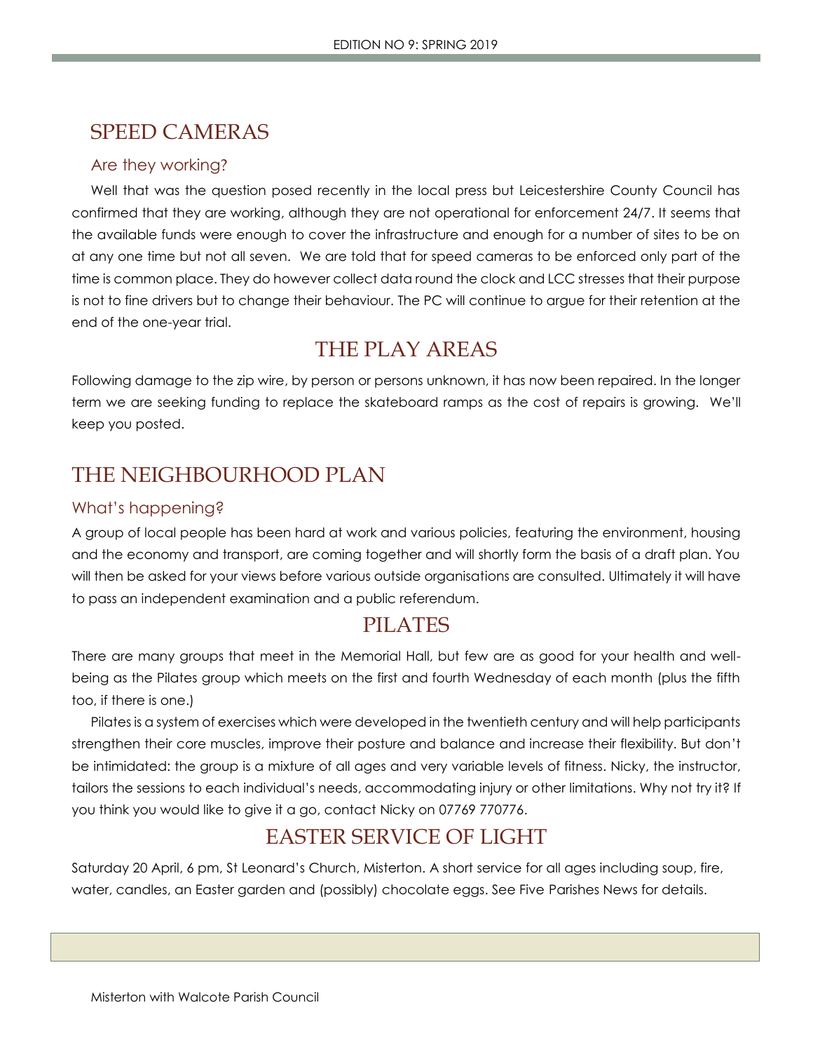## SPEED CAMERAS

### Are they working?

Well that was the question posed recently in the local press but Leicestershire County Council has confirmed that they are working, although they are not operational for enforcement 24/7. It seems that the available funds were enough to cover the infrastructure and enough for a number of sites to be on at any one time but not all seven. We are told that for speed cameras to be enforced only part of the time is common place. They do however collect data round the clock and LCC stresses that their purpose is not to fine drivers but to change their behaviour. The PC will continue to argue for their retention at the end of the one-year trial.

## THE PLAY AREAS

Following damage to the zip wire, by person or persons unknown, it has now been repaired. In the longer term we are seeking funding to replace the skateboard ramps as the cost of repairs is growing. We'll keep you posted.

## THE NEIGHBOURHOOD PLAN

### What's happening?

A group of local people has been hard at work and various policies, featuring the environment, housing and the economy and transport, are coming together and will shortly form the basis of a draft plan. You will then be asked for your views before various outside organisations are consulted. Ultimately it will have to pass an independent examination and a public referendum.

## PILATES

There are many groups that meet in the Memorial Hall, but few are as good for your health and well-being as the Pilates group which meets on the first and fourth Wednesday of each month (plus the fifth too, if there is one.)

Pilates is a system of exercises which were developed in the twentieth century and will help participants strengthen their core muscles, improve their posture and balance and increase their flexibility. But don't be intimidated: the group is a mixture of all ages and very variable levels of fitness. Nicky, the instructor, tailors the sessions to each individual's needs, accommodating injury or other limitations. Why not try it? If you think you would like to give it a go, contact Nicky on 07769 770776.

## EASTER SERVICE OF LIGHT

Saturday 20 April, 6 pm, St Leonard's Church, Misterton. A short service for all ages including soup, fire, water, candles, an Easter garden and (possibly) chocolate eggs. See Five Parishes News for details.